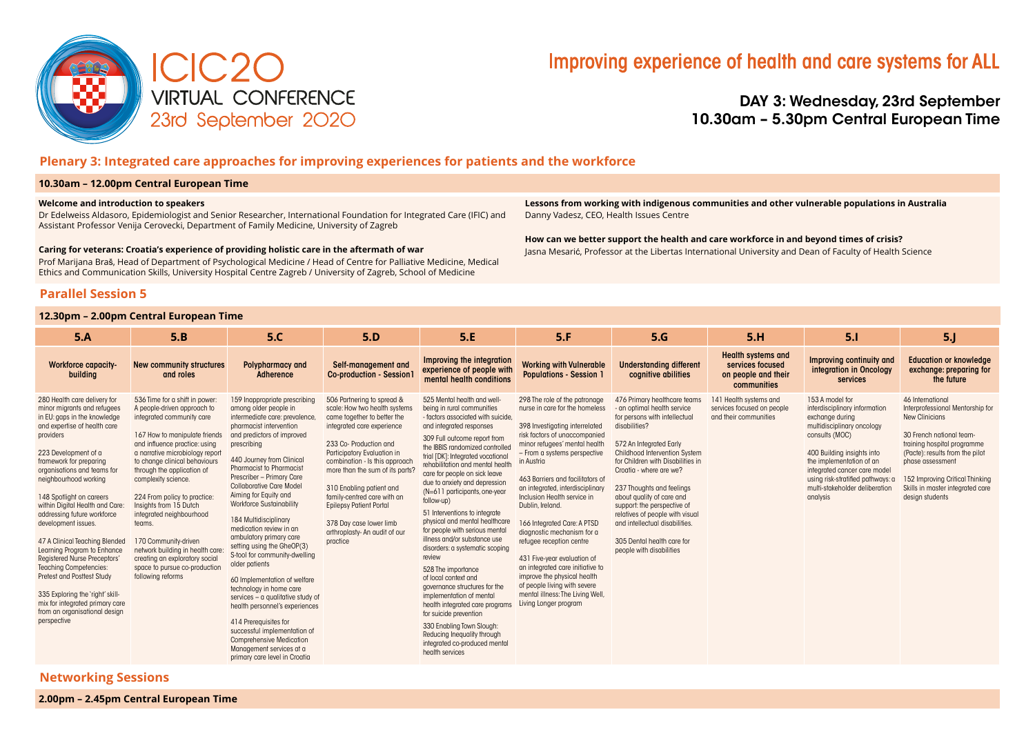# ICIC20 VIRTUAL CONFERENCE
23rd September 2020

# Improving experience of health and care systems for ALL

## DAY 3: Wednesday, 23rd September
## 10.30am – 5.30pm Central European Time

## Plenary 3: Integrated care approaches for improving experiences for patients and the workforce

**10.30am – 12.00pm Central European Time**

**Welcome and introduction to speakers**
Dr Edelweiss Aldasoro, Epidemiologist and Senior Researcher, International Foundation for Integrated Care (IFIC) and Assistant Professor Venija Cerovecki, Department of Family Medicine, University of Zagreb

**Caring for veterans: Croatia's experience of providing holistic care in the aftermath of war**
Prof Marijana Braš, Head of Department of Psychological Medicine / Head of Centre for Palliative Medicine, Medical Ethics and Communication Skills, University Hospital Centre Zagreb / University of Zagreb, School of Medicine

**Lessons from working with indigenous communities and other vulnerable populations in Australia**
Danny Vadesz, CEO, Health Issues Centre

**How can we better support the health and care workforce in and beyond times of crisis?**
Jasna Mesarić, Professor at the Libertas International University and Dean of Faculty of Health Science

## Parallel Session 5

**12.30pm – 2.00pm Central European Time**

| 5.A | 5.B | 5.C | 5.D | 5.E | 5.F | 5.G | 5.H | 5.I | 5.J |
|---|---|---|---|---|---|---|---|---|---|
| **Workforce capacity-building** | **New community structures and roles** | **Polypharmacy and Adherence** | **Self-management and Co-production - Session1** | **Improving the integration experience of people with mental health conditions** | **Working with Vulnerable Populations - Session 1** | **Understanding different cognitive abilities** | **Health systems and services focused on people and their communities** | **Improving continuity and integration in Oncology services** | **Education or knowledge exchange: preparing for the future** |
| 280 Health care delivery for minor migrants and refugees in EU: gaps in the knowledge and expertise of health care providers<br><br>223 Development of a framework for preparing organisations and teams for neighbourhood working<br><br>148 Spotlight on careers within Digital Health and Care: addressing future workforce development issues.<br><br>47 A Clinical Teaching Blended Learning Program to Enhance Registered Nurse Preceptors' Teaching Competencies: Pretest and Posttest Study<br><br>335 Exploring the 'right' skill-mix for integrated primary care from an organisational design perspective | 536 Time for a shift in power: A people-driven approach to integrated community care<br><br>167 How to manipulate friends and influence practice: using a narrative microbiology report to change clinical behaviours through the application of complexity science.<br><br>224 From policy to practice: Insights from 15 Dutch integrated neighbourhood teams.<br><br>170 Community-driven network building in health care: creating an exploratory social space to pursue co-production following reforms | 159 Inappropriate prescribing among older people in intermediate care: prevalence, pharmacist intervention and predictors of improved prescribing<br><br>440 Journey from Clinical Pharmacist to Pharmacist Prescriber – Primary Care Collaborative Care Model Aiming for Equity and Workforce Sustainability<br><br>184 Multidisciplinary medication review in an ambulatory primary care setting using the GheOP(3) S-tool for community-dwelling older patients<br><br>60 Implementation of welfare technology in home care services – a qualitative study of health personnel's experiences<br><br>414 Prerequisites for successful implementation of Comprehensive Medication Management services at a primary care level in Croatia | 506 Partnering to spread & scale: How two health systems came together to better the integrated care experience<br><br>233 Co- Production and Participatory Evaluation in combination - Is this approach more than the sum of its parts?<br><br>310 Enabling patient and family-centred care with an Epilepsy Patient Portal<br><br>378 Day case lower limb arthroplasty- An audit of our practice | 525 Mental health and well-being in rural communities - factors associated with suicide, and integrated responses<br><br>309 Full outcome report from the IBBIS randomized controlled trial [DK]: Integrated vocational rehabilitation and mental health care for people on sick leave due to anxiety and depression (N=611 participants, one-year follow-up)<br><br>51 Interventions to integrate physical and mental healthcare for people with serious mental illness and/or substance use disorders: a systematic scoping review<br><br>528 The importance of local context and governance structures for the implementation of mental health integrated care programs for suicide prevention<br><br>330 Enabling Town Slough: Reducing Inequality through integrated co-produced mental health services | 298 The role of the patronage nurse in care for the homeless<br><br>398 Investigating interrelated risk factors of unaccompanied minor refugees' mental health – From a systems perspective in Austria<br><br>463 Barriers and facilitators of an integrated, interdisciplinary Inclusion Health service in Dublin, Ireland.<br><br>166 Integrated Care: A PTSD diagnostic mechanism for a refugee reception centre<br><br>431 Five-year evaluation of an integrated care initiative to improve the physical health of people living with severe mental illness: The Living Well, Living Longer program | 476 Primary healthcare teams - an optimal health service for persons with intellectual disabilities?<br><br>572 An Integrated Early Childhood Intervention System for Children with Disabilities in Croatia - where are we?<br><br>237 Thoughts and feelings about quality of care and support: the perspective of relatives of people with visual and intellectual disabilities.<br><br>305 Dental health care for people with disabilities | 141 Health systems and services focused on people and their communities | 153 A model for interdisciplinary information exchange during multidisciplinary oncology consults (MOC)<br><br>400 Building insights into the implementation of an integrated cancer care model using risk-stratified pathways: a multi-stakeholder deliberation analysis | 46 International Interprofessional Mentorship for New Clinicians<br><br>30 French national team-training hospital programme (Pacte): results from the pilot phase assessment<br><br>152 Improving Critical Thinking Skills in master integrated care design students |

## Networking Sessions

**2.00pm – 2.45pm Central European Time**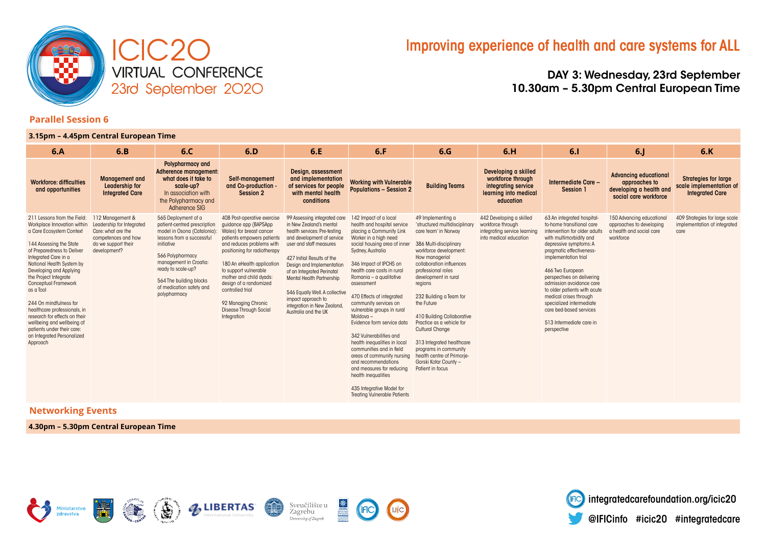# ICIC20 VIRTUAL CONFERENCE

23rd September 2020

## Improving experience of health and care systems for ALL

**DAY 3: Wednesday, 23rd September**
**10.30am – 5.30pm Central European Time**

## Parallel Session 6

**3.15pm – 4.45pm Central European Time**

| 6.A | 6.B | 6.C | 6.D | 6.E | 6.F | 6.G | 6.H | 6.I | 6.J | 6.K |
|---|---|---|---|---|---|---|---|---|---|---|
| **Workforce: difficulties and opportunities** | **Management and Leadership for Integrated Care** | **Polypharmacy and Adherence management: what does it take to scale-up?** In association with the Polypharmacy and Adherence SIG | **Self-management and Co-production - Session 2** | **Design, assessment and implementation of services for people with mental health conditions** | **Working with Vulnerable Populations – Session 2** | **Building Teams** | **Developing a skilled workforce through integrating service learning into medical education** | **Intermediate Care – Session 1** | **Advancing educational approaches to developing a health and social care workforce** | **Strategies for large scale implementation of Integrated Care** |
| 211 Lessons from the Field: Workplace Innovation within a Care Ecosystem Context<br><br>144 Assessing the State of Preparedness to Deliver Integrated Care in a National Health System by Developing and Applying the Project Integrate Conceptual Framework as a Tool<br><br>244 On mindfulness for healthcare professionals, in research for effects on their wellbeing and wellbeing of patients under their care: an Integrated Personalized Approach | 112 Management & Leadership for Integrated Care: what are the competences and how do we support their development? | 565 Deployment of a patient-centred prescription model in Osona (Catalonia): lessons from a successful initiative<br><br>566 Polypharmacy management in Croatia: ready to scale-up?<br><br>564 The building blocks of medication safety and polypharmacy | 408 Post-operative exercise guidance app (BAPSApp Wales) for breast cancer patients empowers patients and reduces problems with positioning for radiotherapy<br><br>180 An eHealth application to support vulnerable mother and child dyads: design of a randomized controlled trial<br><br>92 Managing Chronic Disease Through Social Integration | 99 Assessing integrated care in New Zealand's mental health services: Pre-testing and development of service user and staff measures<br><br>427 Initial Results of the Design and Implementation of an Integrated Perinatal Mental Health Partnership<br><br>546 Equally Well. A collective impact approach to integration in New Zealand, Australia and the UK | 142 Impact of a local health and hospital service placing a Community Link Worker in a high need social housing area of inner Sydney, Australia<br><br>346 Impact of IPCHS on health care costs in rural Romania – a qualitative assessment<br><br>470 Effects of integrated community services on vulnerable groups in rural Moldova – Evidence form service data<br><br>342 Vulnerabilities and health inequalities in local communities and in field areas of community nursing and recommendations and measures for reducing health inequalities<br><br>435 Integrative Model for Treating Vulnerable Patients | 49 Implementing a 'structured multidisciplinary care team' in Norway<br><br>386 Multi-disciplinary workforce development: How managerial collaboration influences professional roles development in rural regions<br><br>232 Building a Team for the Future<br><br>410 Building Collaborative Practice as a vehicle for Cultural Change<br><br>313 Integrated healthcare programs in community health centre of Primorje-Gorski Kotar County – Patient in focus | 442 Developing a skilled workforce through integrating service learning into medical education | 63 An integrated hospital-to-home transitional care intervention for older adults with multimorbidity and depressive symptoms: A pragmatic effectiveness-implementation trial<br><br>466 Two European perspectives on delivering admission avoidance care to older patients with acute medical crises through specialized intermediate care bed-based services<br><br>513 Intermediate care in perspective | 150 Advancing educational approaches to developing a health and social care workforce | 409 Strategies for large scale implementation of integrated care |

## Networking Events

**4.30pm – 5.30pm Central European Time**

integratedcarefoundation.org/icic20

@IFICinfo #icic20 #integratedcare